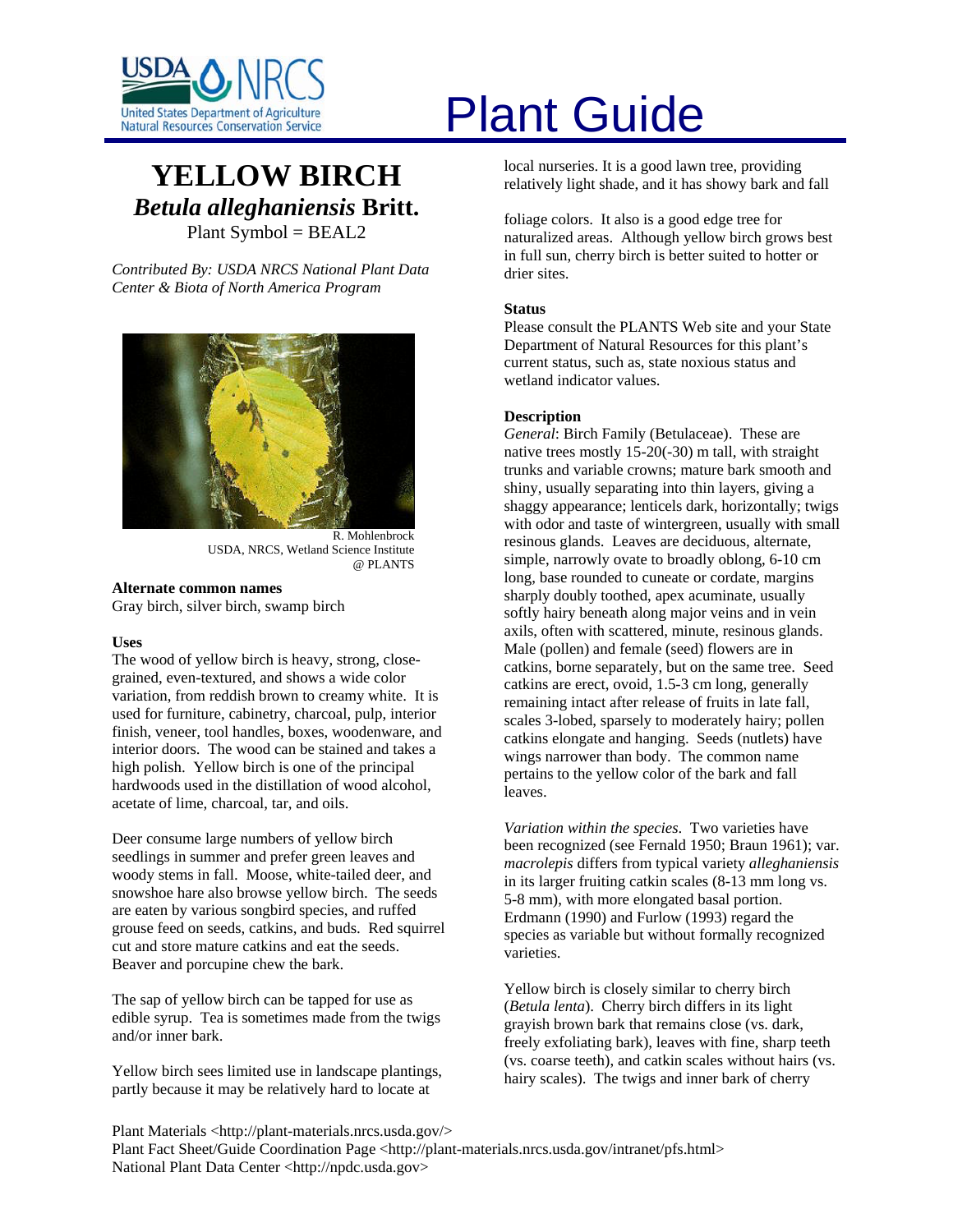# Plant Guide

## YELLOW BIRCH
### *Betula alleghaniensis* Britt.

Plant Symbol = BEAL2

*Contributed By: USDA NRCS National Plant Data Center & Biota of North America Program*

R. Mohlenbrock
USDA, NRCS, Wetland Science Institute
@ PLANTS

**Alternate common names**

Gray birch, silver birch, swamp birch

**Uses**

The wood of yellow birch is heavy, strong, close-grained, even-textured, and shows a wide color variation, from reddish brown to creamy white. It is used for furniture, cabinetry, charcoal, pulp, interior finish, veneer, tool handles, boxes, woodenware, and interior doors. The wood can be stained and takes a high polish. Yellow birch is one of the principal hardwoods used in the distillation of wood alcohol, acetate of lime, charcoal, tar, and oils.

Deer consume large numbers of yellow birch seedlings in summer and prefer green leaves and woody stems in fall. Moose, white-tailed deer, and snowshoe hare also browse yellow birch. The seeds are eaten by various songbird species, and ruffed grouse feed on seeds, catkins, and buds. Red squirrel cut and store mature catkins and eat the seeds. Beaver and porcupine chew the bark.

The sap of yellow birch can be tapped for use as edible syrup. Tea is sometimes made from the twigs and/or inner bark.

Yellow birch sees limited use in landscape plantings, partly because it may be relatively hard to locate at local nurseries. It is a good lawn tree, providing relatively light shade, and it has showy bark and fall foliage colors. It also is a good edge tree for naturalized areas. Although yellow birch grows best in full sun, cherry birch is better suited to hotter or drier sites.

**Status**

Please consult the PLANTS Web site and your State Department of Natural Resources for this plant's current status, such as, state noxious status and wetland indicator values.

**Description**

*General*: Birch Family (Betulaceae). These are native trees mostly 15-20(-30) m tall, with straight trunks and variable crowns; mature bark smooth and shiny, usually separating into thin layers, giving a shaggy appearance; lenticels dark, horizontally; twigs with odor and taste of wintergreen, usually with small resinous glands. Leaves are deciduous, alternate, simple, narrowly ovate to broadly oblong, 6-10 cm long, base rounded to cuneate or cordate, margins sharply doubly toothed, apex acuminate, usually softly hairy beneath along major veins and in vein axils, often with scattered, minute, resinous glands. Male (pollen) and female (seed) flowers are in catkins, borne separately, but on the same tree. Seed catkins are erect, ovoid, 1.5-3 cm long, generally remaining intact after release of fruits in late fall, scales 3-lobed, sparsely to moderately hairy; pollen catkins elongate and hanging. Seeds (nutlets) have wings narrower than body. The common name pertains to the yellow color of the bark and fall leaves.

*Variation within the species*. Two varieties have been recognized (see Fernald 1950; Braun 1961); var. *macrolepis* differs from typical variety *alleghaniensis* in its larger fruiting catkin scales (8-13 mm long vs. 5-8 mm), with more elongated basal portion. Erdmann (1990) and Furlow (1993) regard the species as variable but without formally recognized varieties.

Yellow birch is closely similar to cherry birch (*Betula lenta*). Cherry birch differs in its light grayish brown bark that remains close (vs. dark, freely exfoliating bark), leaves with fine, sharp teeth (vs. coarse teeth), and catkin scales without hairs (vs. hairy scales). The twigs and inner bark of cherry

Plant Materials <http://plant-materials.nrcs.usda.gov/>
Plant Fact Sheet/Guide Coordination Page <http://plant-materials.nrcs.usda.gov/intranet/pfs.html>
National Plant Data Center <http://npdc.usda.gov>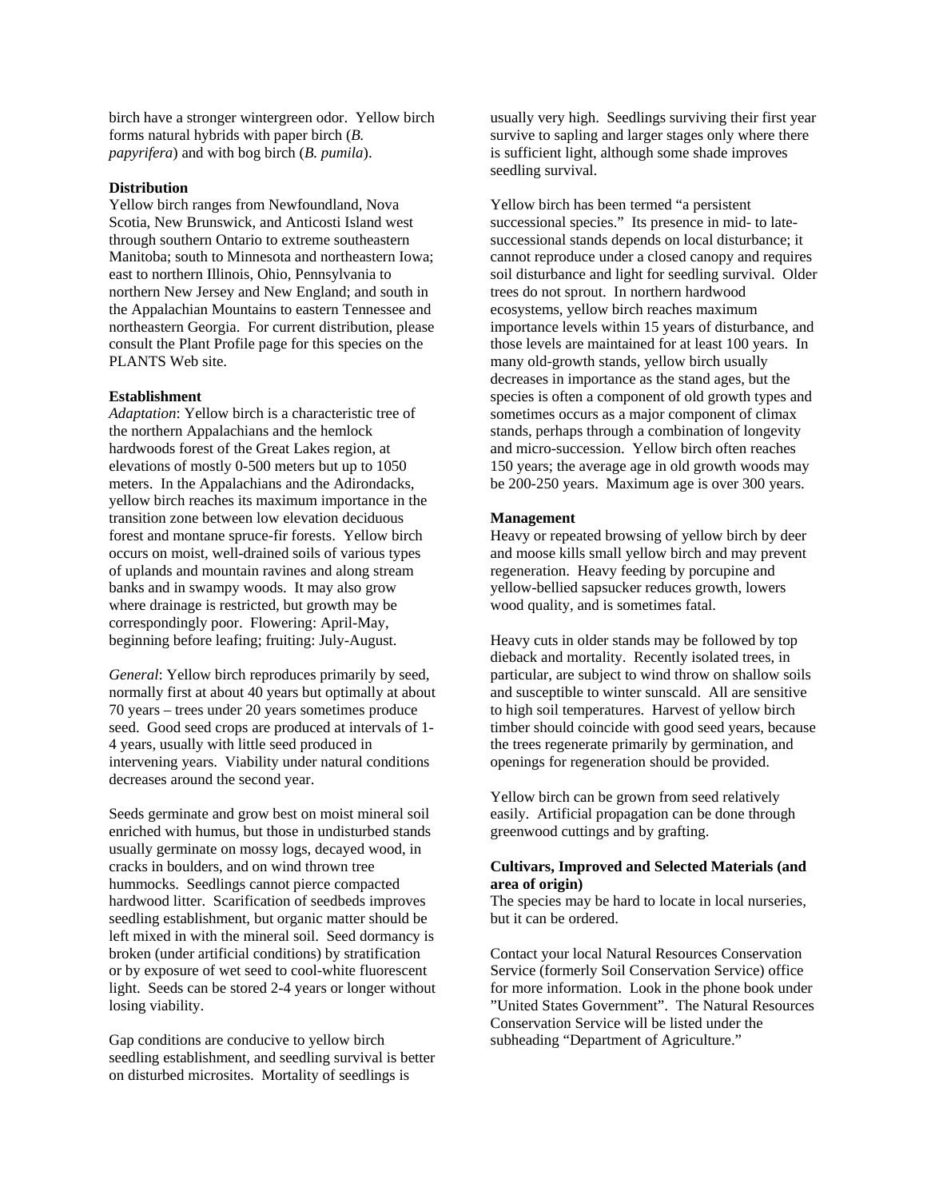birch have a stronger wintergreen odor. Yellow birch forms natural hybrids with paper birch (*B. papyrifera*) and with bog birch (*B. pumila*).

**Distribution**

Yellow birch ranges from Newfoundland, Nova Scotia, New Brunswick, and Anticosti Island west through southern Ontario to extreme southeastern Manitoba; south to Minnesota and northeastern Iowa; east to northern Illinois, Ohio, Pennsylvania to northern New Jersey and New England; and south in the Appalachian Mountains to eastern Tennessee and northeastern Georgia. For current distribution, please consult the Plant Profile page for this species on the PLANTS Web site.

**Establishment**

*Adaptation*: Yellow birch is a characteristic tree of the northern Appalachians and the hemlock hardwoods forest of the Great Lakes region, at elevations of mostly 0-500 meters but up to 1050 meters. In the Appalachians and the Adirondacks, yellow birch reaches its maximum importance in the transition zone between low elevation deciduous forest and montane spruce-fir forests. Yellow birch occurs on moist, well-drained soils of various types of uplands and mountain ravines and along stream banks and in swampy woods. It may also grow where drainage is restricted, but growth may be correspondingly poor. Flowering: April-May, beginning before leafing; fruiting: July-August.

*General*: Yellow birch reproduces primarily by seed, normally first at about 40 years but optimally at about 70 years – trees under 20 years sometimes produce seed. Good seed crops are produced at intervals of 1-4 years, usually with little seed produced in intervening years. Viability under natural conditions decreases around the second year.

Seeds germinate and grow best on moist mineral soil enriched with humus, but those in undisturbed stands usually germinate on mossy logs, decayed wood, in cracks in boulders, and on wind thrown tree hummocks. Seedlings cannot pierce compacted hardwood litter. Scarification of seedbeds improves seedling establishment, but organic matter should be left mixed in with the mineral soil. Seed dormancy is broken (under artificial conditions) by stratification or by exposure of wet seed to cool-white fluorescent light. Seeds can be stored 2-4 years or longer without losing viability.

Gap conditions are conducive to yellow birch seedling establishment, and seedling survival is better on disturbed microsites. Mortality of seedlings is usually very high. Seedlings surviving their first year survive to sapling and larger stages only where there is sufficient light, although some shade improves seedling survival.

Yellow birch has been termed "a persistent successional species." Its presence in mid- to late-successional stands depends on local disturbance; it cannot reproduce under a closed canopy and requires soil disturbance and light for seedling survival. Older trees do not sprout. In northern hardwood ecosystems, yellow birch reaches maximum importance levels within 15 years of disturbance, and those levels are maintained for at least 100 years. In many old-growth stands, yellow birch usually decreases in importance as the stand ages, but the species is often a component of old growth types and sometimes occurs as a major component of climax stands, perhaps through a combination of longevity and micro-succession. Yellow birch often reaches 150 years; the average age in old growth woods may be 200-250 years. Maximum age is over 300 years.

**Management**

Heavy or repeated browsing of yellow birch by deer and moose kills small yellow birch and may prevent regeneration. Heavy feeding by porcupine and yellow-bellied sapsucker reduces growth, lowers wood quality, and is sometimes fatal.

Heavy cuts in older stands may be followed by top dieback and mortality. Recently isolated trees, in particular, are subject to wind throw on shallow soils and susceptible to winter sunscald. All are sensitive to high soil temperatures. Harvest of yellow birch timber should coincide with good seed years, because the trees regenerate primarily by germination, and openings for regeneration should be provided.

Yellow birch can be grown from seed relatively easily. Artificial propagation can be done through greenwood cuttings and by grafting.

**Cultivars, Improved and Selected Materials (and area of origin)**

The species may be hard to locate in local nurseries, but it can be ordered.

Contact your local Natural Resources Conservation Service (formerly Soil Conservation Service) office for more information. Look in the phone book under "United States Government". The Natural Resources Conservation Service will be listed under the subheading "Department of Agriculture."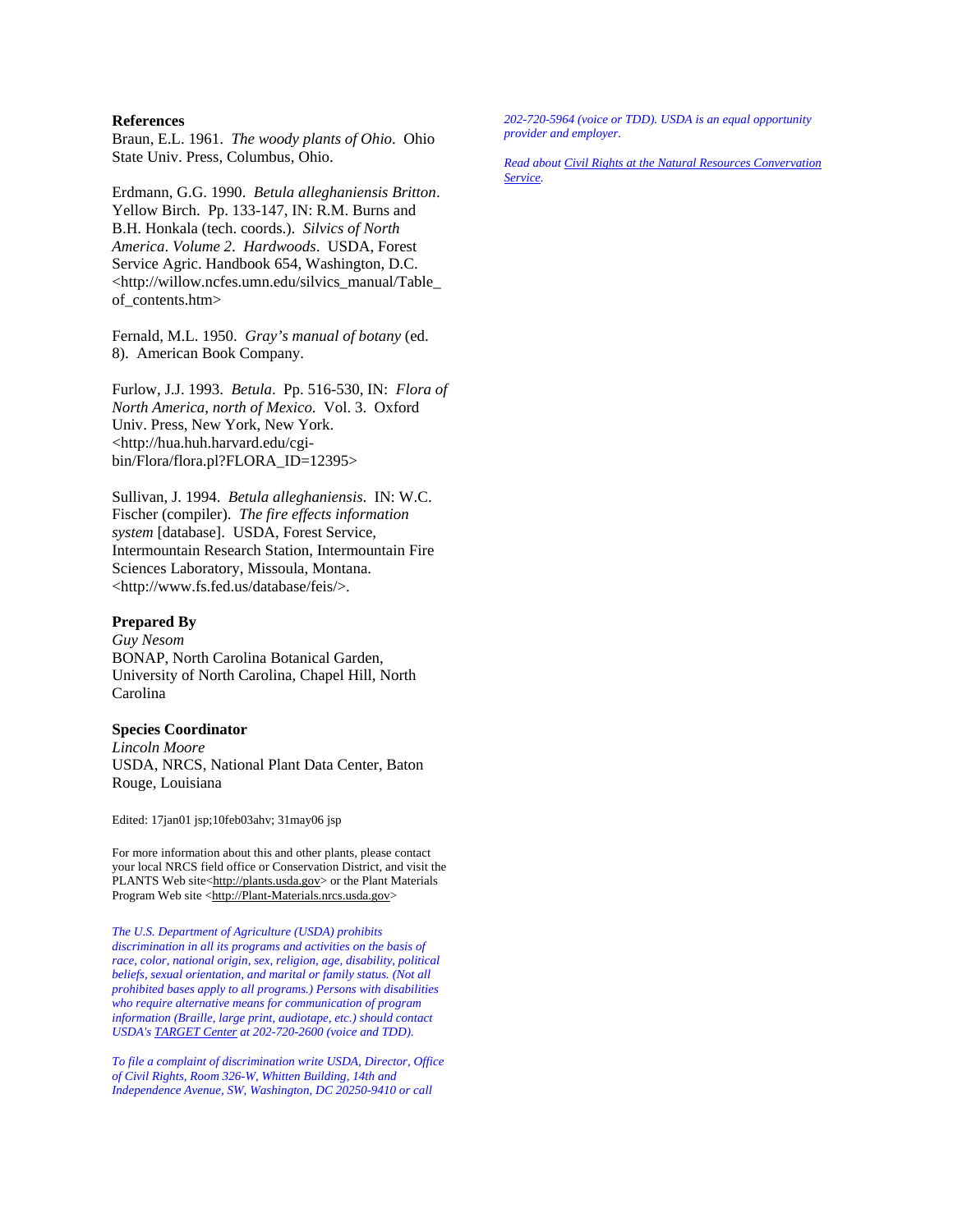## References

Braun, E.L. 1961. *The woody plants of Ohio*. Ohio State Univ. Press, Columbus, Ohio.

Erdmann, G.G. 1990. *Betula alleghaniensis Britton*. Yellow Birch. Pp. 133-147, IN: R.M. Burns and B.H. Honkala (tech. coords.). *Silvics of North America*. *Volume 2*. *Hardwoods*. USDA, Forest Service Agric. Handbook 654, Washington, D.C. <http://willow.ncfes.umn.edu/silvics_manual/Table_of_contents.htm>

Fernald, M.L. 1950. *Gray's manual of botany* (ed. 8). American Book Company.

Furlow, J.J. 1993. *Betula*. Pp. 516-530, IN: *Flora of North America, north of Mexico.* Vol. 3. Oxford Univ. Press, New York, New York. <http://hua.huh.harvard.edu/cgi-bin/Flora/flora.pl?FLORA_ID=12395>

Sullivan, J. 1994. *Betula alleghaniensis*. IN: W.C. Fischer (compiler). *The fire effects information system* [database]. USDA, Forest Service, Intermountain Research Station, Intermountain Fire Sciences Laboratory, Missoula, Montana. <http://www.fs.fed.us/database/feis/>.

## Prepared By

*Guy Nesom*
BONAP, North Carolina Botanical Garden, University of North Carolina, Chapel Hill, North Carolina

## Species Coordinator

*Lincoln Moore*
USDA, NRCS, National Plant Data Center, Baton Rouge, Louisiana

Edited: 17jan01 jsp;10feb03ahv; 31may06 jsp

For more information about this and other plants, please contact your local NRCS field office or Conservation District, and visit the PLANTS Web site<http://plants.usda.gov> or the Plant Materials Program Web site <http://Plant-Materials.nrcs.usda.gov>

*The U.S. Department of Agriculture (USDA) prohibits discrimination in all its programs and activities on the basis of race, color, national origin, sex, religion, age, disability, political beliefs, sexual orientation, and marital or family status. (Not all prohibited bases apply to all programs.) Persons with disabilities who require alternative means for communication of program information (Braille, large print, audiotape, etc.) should contact USDA's TARGET Center at 202-720-2600 (voice and TDD).*

*To file a complaint of discrimination write USDA, Director, Office of Civil Rights, Room 326-W, Whitten Building, 14th and Independence Avenue, SW, Washington, DC 20250-9410 or call 202-720-5964 (voice or TDD). USDA is an equal opportunity provider and employer.*

*Read about Civil Rights at the Natural Resources Conservation Service.*